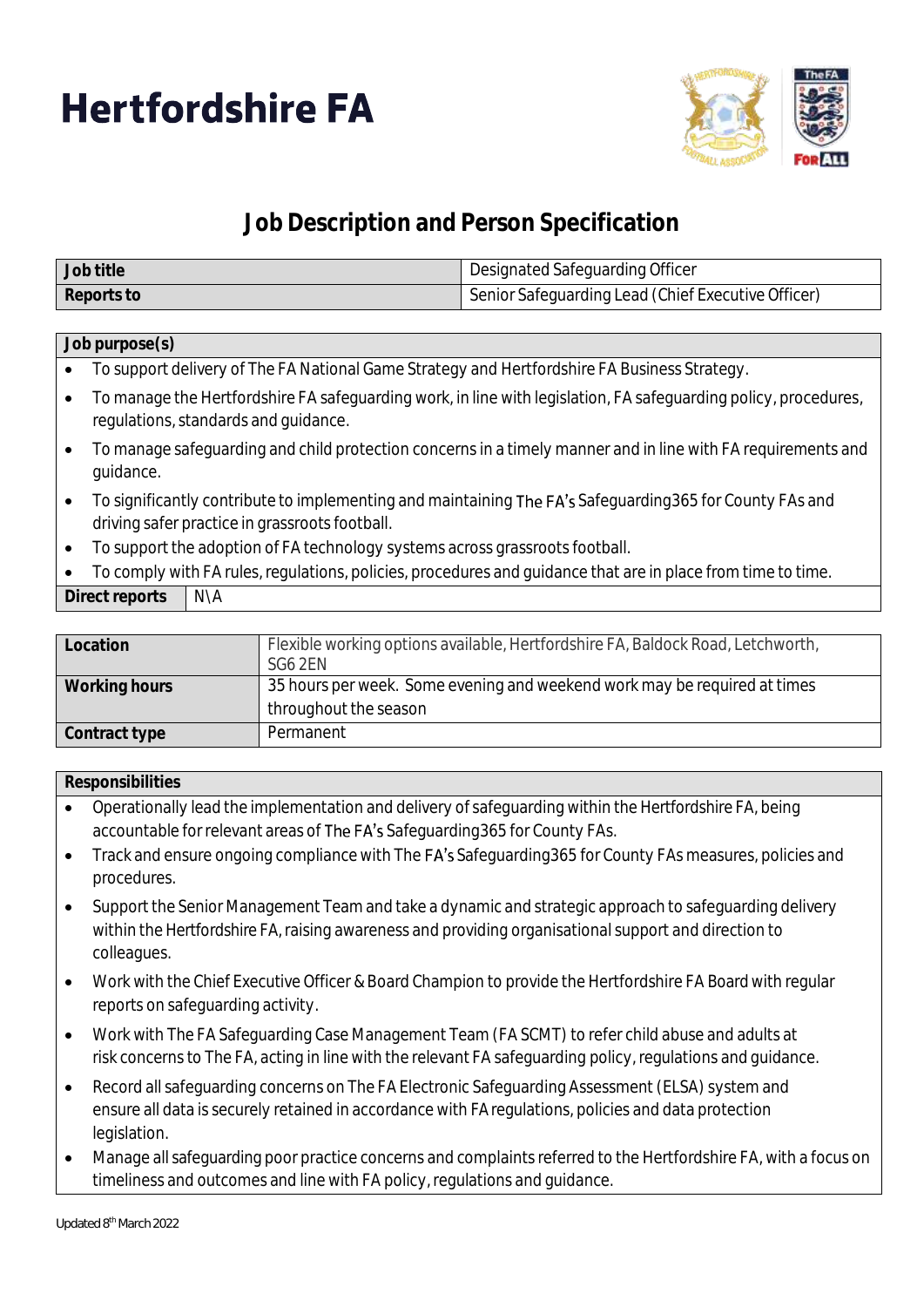# Hertfordshire FA

## Job Description and Person Specification

| Job title | Designated Safeguarding Officer |
|---|---|
| Reports to | Senior Safeguarding Lead (Chief Executive Officer) |

**Job purpose(s)**

- To support delivery of The FA National Game Strategy and Hertfordshire FA Business Strategy.
- To manage the Hertfordshire FA safeguarding work, in line with legislation, FA safeguarding policy, procedures, regulations, standards and guidance.
- To manage safeguarding and child protection concerns in a timely manner and in line with FA requirements and guidance.
- To significantly contribute to implementing and maintaining The FA's Safeguarding365 for County FAs and driving safer practice in grassroots football.
- To support the adoption of FA technology systems across grassroots football.
- To comply with FA rules, regulations, policies, procedures and guidance that are in place from time to time.

| Direct reports | N\A |
|---|---|

| Location | Flexible working options available, Hertfordshire FA, Baldock Road, Letchworth, SG6 2EN |
|---|---|
| Working hours | 35 hours per week. Some evening and weekend work may be required at times throughout the season |
| Contract type | Permanent |

**Responsibilities**

- Operationally lead the implementation and delivery of safeguarding within the Hertfordshire FA, being accountable for relevant areas of The FA's Safeguarding365 for County FAs.
- Track and ensure ongoing compliance with The FA's Safeguarding365 for County FAs measures, policies and procedures.
- Support the Senior Management Team and take a dynamic and strategic approach to safeguarding delivery within the Hertfordshire FA, raising awareness and providing organisational support and direction to colleagues.
- Work with the Chief Executive Officer & Board Champion to provide the Hertfordshire FA Board with regular reports on safeguarding activity.
- Work with The FA Safeguarding Case Management Team (FA SCMT) to refer child abuse and adults at risk concerns to The FA, acting in line with the relevant FA safeguarding policy, regulations and guidance.
- Record all safeguarding concerns on The FA Electronic Safeguarding Assessment (ELSA) system and ensure all data is securely retained in accordance with FA regulations, policies and data protection legislation.
- Manage all safeguarding poor practice concerns and complaints referred to the Hertfordshire FA, with a focus on timeliness and outcomes and line with FA policy, regulations and guidance.

Updated 8th March 2022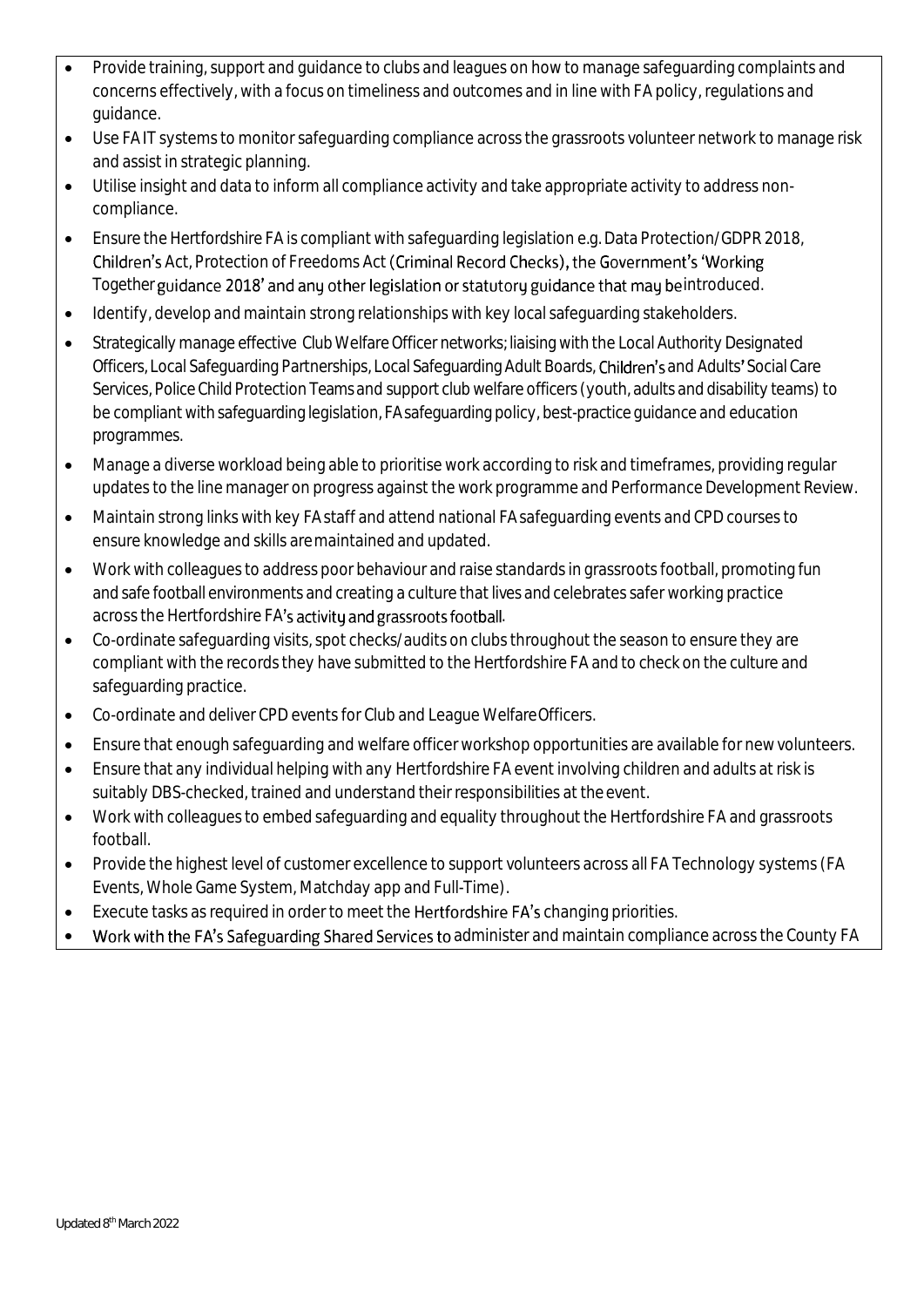- Provide training, support and guidance to clubs and leagues on how to manage safeguarding complaints and concerns effectively, with a focus on timeliness and outcomes and in line with FA policy, regulations and guidance.
- Use FA IT systems to monitor safeguarding compliance across the grassroots volunteer network to manage risk and assist in strategic planning.
- Utilise insight and data to inform all compliance activity and take appropriate activity to address non-compliance.
- Ensure the Hertfordshire FA is compliant with safeguarding legislation e.g. Data Protection/GDPR 2018, Children's Act, Protection of Freedoms Act (Criminal Record Checks), the Government's 'Working Together guidance 2018' and any other legislation or statutory guidance that may be introduced.
- Identify, develop and maintain strong relationships with key local safeguarding stakeholders.
- Strategically manage effective Club Welfare Officer networks; liaising with the Local Authority Designated Officers, Local Safeguarding Partnerships, Local Safeguarding Adult Boards, Children's and Adults' Social Care Services, Police Child Protection Teams and support club welfare officers (youth, adults and disability teams) to be compliant with safeguarding legislation, FA safeguarding policy, best-practice guidance and education programmes.
- Manage a diverse workload being able to prioritise work according to risk and timeframes, providing regular updates to the line manager on progress against the work programme and Performance Development Review.
- Maintain strong links with key FA staff and attend national FA safeguarding events and CPD courses to ensure knowledge and skills are maintained and updated.
- Work with colleagues to address poor behaviour and raise standards in grassroots football, promoting fun and safe football environments and creating a culture that lives and celebrates safer working practice across the Hertfordshire FA's activity and grassroots football.
- Co-ordinate safeguarding visits, spot checks/audits on clubs throughout the season to ensure they are compliant with the records they have submitted to the Hertfordshire FA and to check on the culture and safeguarding practice.
- Co-ordinate and deliver CPD events for Club and League Welfare Officers.
- Ensure that enough safeguarding and welfare officer workshop opportunities are available for new volunteers.
- Ensure that any individual helping with any Hertfordshire FA event involving children and adults at risk is suitably DBS-checked, trained and understand their responsibilities at the event.
- Work with colleagues to embed safeguarding and equality throughout the Hertfordshire FA and grassroots football.
- Provide the highest level of customer excellence to support volunteers across all FA Technology systems (FA Events, Whole Game System, Matchday app and Full-Time).
- Execute tasks as required in order to meet the Hertfordshire FA's changing priorities.
- Work with the FA's Safeguarding Shared Services to administer and maintain compliance across the County FA

Updated 8th March 2022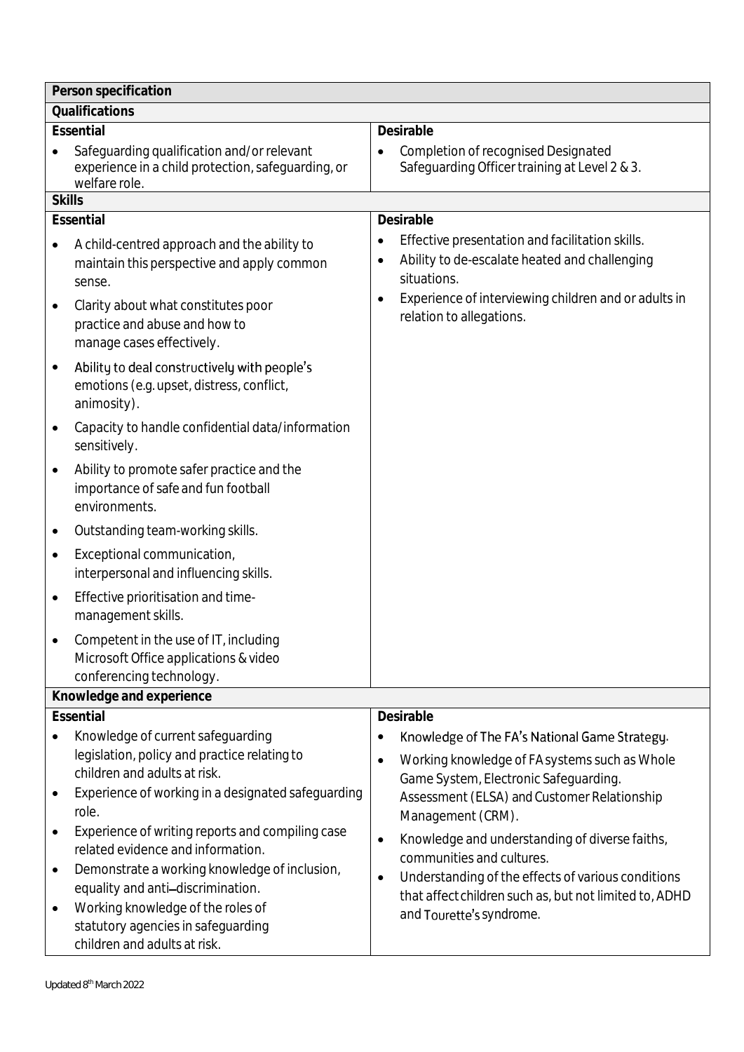| Person specification | |
|---|---|
| **Qualifications** | |
| **Essential** | **Desirable** |
| • Safeguarding qualification and/or relevant experience in a child protection, safeguarding, or welfare role. | • Completion of recognised Designated Safeguarding Officer training at Level 2 & 3. |
| **Skills** | |
| **Essential** | **Desirable** |
| • A child-centred approach and the ability to maintain this perspective and apply common sense.<br>• Clarity about what constitutes poor practice and abuse and how to manage cases effectively.<br>• Ability to deal constructively with people's emotions (e.g. upset, distress, conflict, animosity).<br>• Capacity to handle confidential data/information sensitively.<br>• Ability to promote safer practice and the importance of safe and fun football environments.<br>• Outstanding team-working skills.<br>• Exceptional communication, interpersonal and influencing skills.<br>• Effective prioritisation and time-management skills.<br>• Competent in the use of IT, including Microsoft Office applications & video conferencing technology. | • Effective presentation and facilitation skills.<br>• Ability to de-escalate heated and challenging situations.<br>• Experience of interviewing children and or adults in relation to allegations. |
| **Knowledge and experience** | |
| **Essential** | **Desirable** |
| • Knowledge of current safeguarding legislation, policy and practice relating to children and adults at risk.<br>• Experience of working in a designated safeguarding role.<br>• Experience of writing reports and compiling case related evidence and information.<br>• Demonstrate a working knowledge of inclusion, equality and anti-discrimination.<br>• Working knowledge of the roles of statutory agencies in safeguarding children and adults at risk. | • Knowledge of The FA's National Game Strategy.<br>• Working knowledge of FA systems such as Whole Game System, Electronic Safeguarding. Assessment (ELSA) and Customer Relationship Management (CRM).<br>• Knowledge and understanding of diverse faiths, communities and cultures.<br>• Understanding of the effects of various conditions that affect children such as, but not limited to, ADHD and Tourette's syndrome. |

Updated 8th March 2022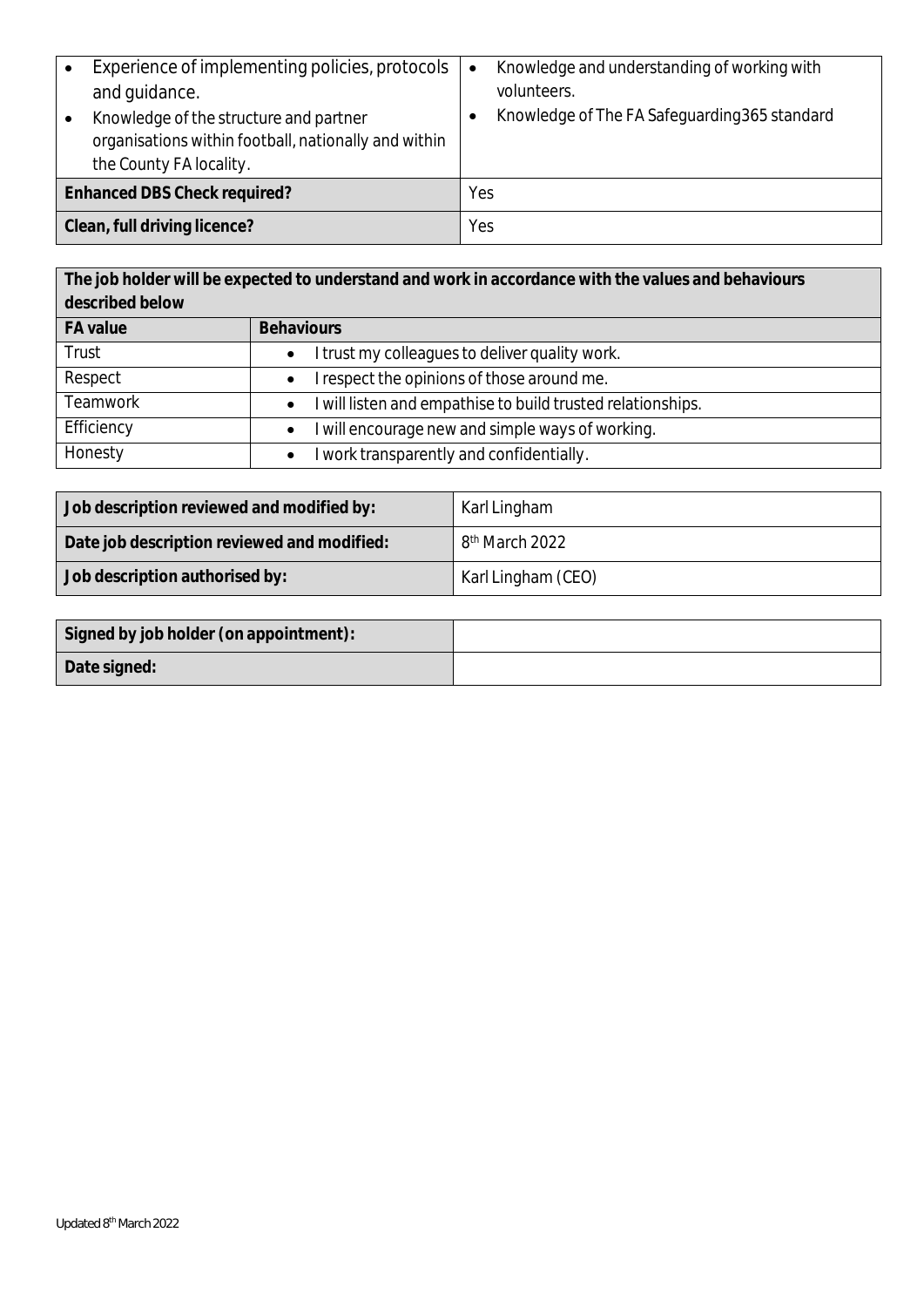| | |
|---|---|
| • Experience of implementing policies, protocols and guidance.<br>• Knowledge of the structure and partner organisations within football, nationally and within the County FA locality. | • Knowledge and understanding of working with volunteers.<br>• Knowledge of The FA Safeguarding365 standard |
| **Enhanced DBS Check required?** | Yes |
| **Clean, full driving licence?** | Yes |

| **The job holder will be expected to understand and work in accordance with the values and behaviours described below** | |
|---|---|
| **FA value** | **Behaviours** |
| Trust | • I trust my colleagues to deliver quality work. |
| Respect | • I respect the opinions of those around me. |
| Teamwork | • I will listen and empathise to build trusted relationships. |
| Efficiency | • I will encourage new and simple ways of working. |
| Honesty | • I work transparently and confidentially. |

| | |
|---|---|
| **Job description reviewed and modified by:** | Karl Lingham |
| **Date job description reviewed and modified:** | 8th March 2022 |
| **Job description authorised by:** | Karl Lingham (CEO) |

| | |
|---|---|
| **Signed by job holder (on appointment):** | |
| **Date signed:** | |